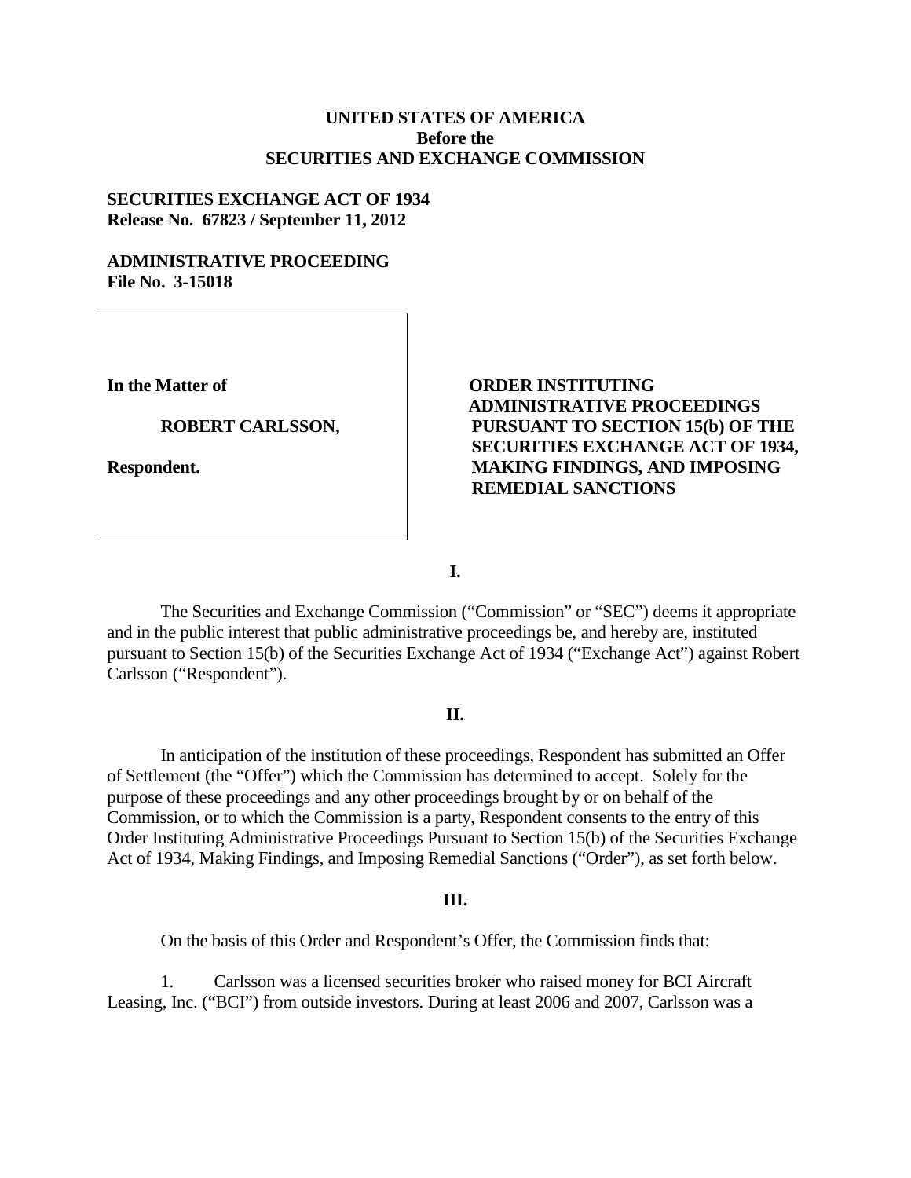**UNITED STATES OF AMERICA**
**Before the**
**SECURITIES AND EXCHANGE COMMISSION**

**SECURITIES EXCHANGE ACT OF 1934**
**Release No. 67823 / September 11, 2012**

**ADMINISTRATIVE PROCEEDING**
**File No. 3-15018**

| | |
|---|---|
| **In the Matter of**<br><br>**ROBERT CARLSSON,**<br><br>**Respondent.** | **ORDER INSTITUTING ADMINISTRATIVE PROCEEDINGS PURSUANT TO SECTION 15(b) OF THE SECURITIES EXCHANGE ACT OF 1934, MAKING FINDINGS, AND IMPOSING REMEDIAL SANCTIONS** |

## I.

The Securities and Exchange Commission ("Commission" or "SEC") deems it appropriate and in the public interest that public administrative proceedings be, and hereby are, instituted pursuant to Section 15(b) of the Securities Exchange Act of 1934 ("Exchange Act") against Robert Carlsson ("Respondent").

## II.

In anticipation of the institution of these proceedings, Respondent has submitted an Offer of Settlement (the "Offer") which the Commission has determined to accept. Solely for the purpose of these proceedings and any other proceedings brought by or on behalf of the Commission, or to which the Commission is a party, Respondent consents to the entry of this Order Instituting Administrative Proceedings Pursuant to Section 15(b) of the Securities Exchange Act of 1934, Making Findings, and Imposing Remedial Sanctions ("Order"), as set forth below.

## III.

On the basis of this Order and Respondent's Offer, the Commission finds that:

1. Carlsson was a licensed securities broker who raised money for BCI Aircraft Leasing, Inc. ("BCI") from outside investors. During at least 2006 and 2007, Carlsson was a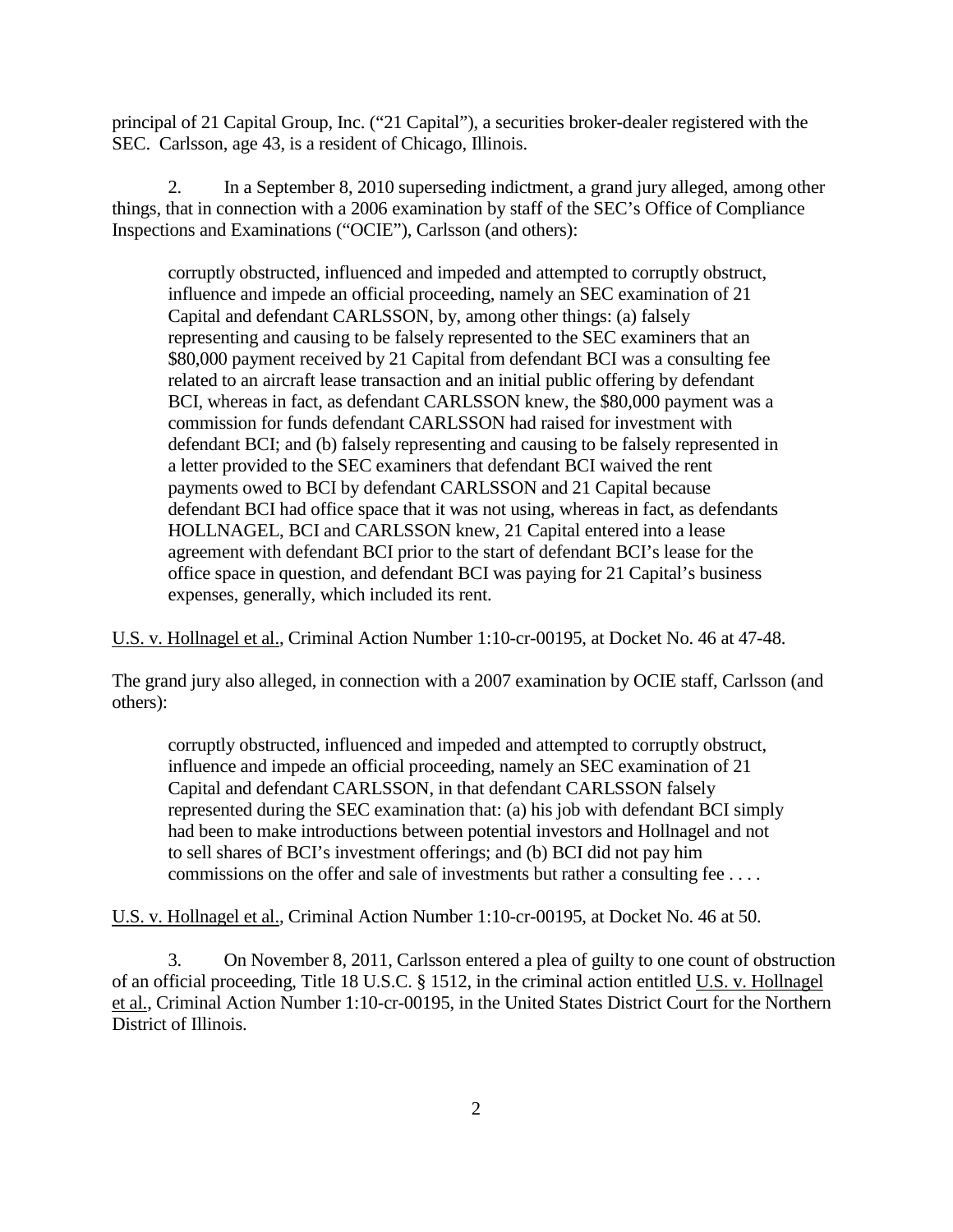principal of 21 Capital Group, Inc. ("21 Capital"), a securities broker-dealer registered with the SEC. Carlsson, age 43, is a resident of Chicago, Illinois.

2. In a September 8, 2010 superseding indictment, a grand jury alleged, among other things, that in connection with a 2006 examination by staff of the SEC's Office of Compliance Inspections and Examinations ("OCIE"), Carlsson (and others):

> corruptly obstructed, influenced and impeded and attempted to corruptly obstruct, influence and impede an official proceeding, namely an SEC examination of 21 Capital and defendant CARLSSON, by, among other things: (a) falsely representing and causing to be falsely represented to the SEC examiners that an \$80,000 payment received by 21 Capital from defendant BCI was a consulting fee related to an aircraft lease transaction and an initial public offering by defendant BCI, whereas in fact, as defendant CARLSSON knew, the \$80,000 payment was a commission for funds defendant CARLSSON had raised for investment with defendant BCI; and (b) falsely representing and causing to be falsely represented in a letter provided to the SEC examiners that defendant BCI waived the rent payments owed to BCI by defendant CARLSSON and 21 Capital because defendant BCI had office space that it was not using, whereas in fact, as defendants HOLLNAGEL, BCI and CARLSSON knew, 21 Capital entered into a lease agreement with defendant BCI prior to the start of defendant BCI's lease for the office space in question, and defendant BCI was paying for 21 Capital's business expenses, generally, which included its rent.

U.S. v. Hollnagel et al., Criminal Action Number 1:10-cr-00195, at Docket No. 46 at 47-48.

The grand jury also alleged, in connection with a 2007 examination by OCIE staff, Carlsson (and others):

> corruptly obstructed, influenced and impeded and attempted to corruptly obstruct, influence and impede an official proceeding, namely an SEC examination of 21 Capital and defendant CARLSSON, in that defendant CARLSSON falsely represented during the SEC examination that: (a) his job with defendant BCI simply had been to make introductions between potential investors and Hollnagel and not to sell shares of BCI's investment offerings; and (b) BCI did not pay him commissions on the offer and sale of investments but rather a consulting fee . . . .

U.S. v. Hollnagel et al., Criminal Action Number 1:10-cr-00195, at Docket No. 46 at 50.

3. On November 8, 2011, Carlsson entered a plea of guilty to one count of obstruction of an official proceeding, Title 18 U.S.C. § 1512, in the criminal action entitled U.S. v. Hollnagel et al., Criminal Action Number 1:10-cr-00195, in the United States District Court for the Northern District of Illinois.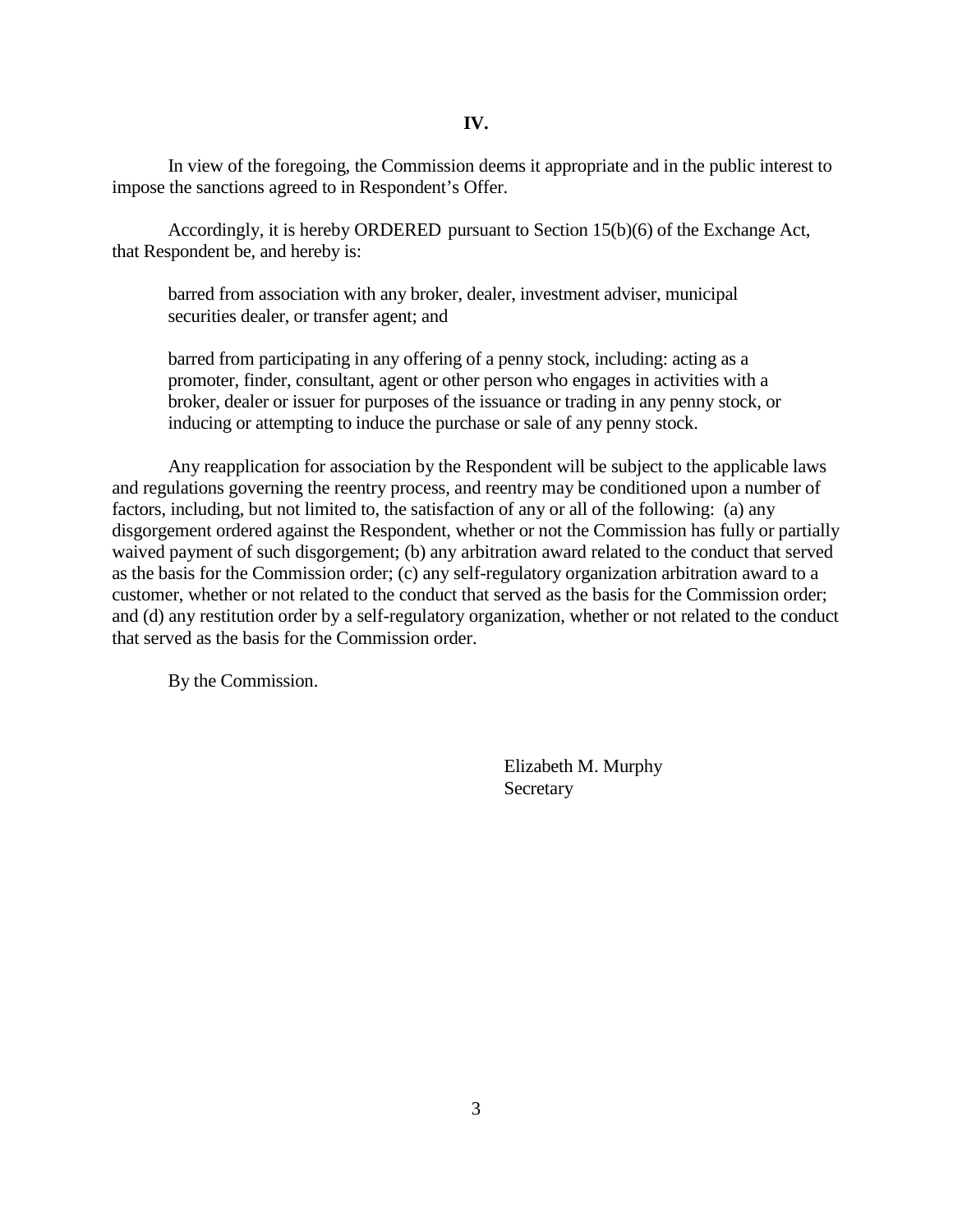**IV.**

In view of the foregoing, the Commission deems it appropriate and in the public interest to impose the sanctions agreed to in Respondent's Offer.

Accordingly, it is hereby ORDERED pursuant to Section 15(b)(6) of the Exchange Act, that Respondent be, and hereby is:

> barred from association with any broker, dealer, investment adviser, municipal securities dealer, or transfer agent; and
>
> barred from participating in any offering of a penny stock, including: acting as a promoter, finder, consultant, agent or other person who engages in activities with a broker, dealer or issuer for purposes of the issuance or trading in any penny stock, or inducing or attempting to induce the purchase or sale of any penny stock.

Any reapplication for association by the Respondent will be subject to the applicable laws and regulations governing the reentry process, and reentry may be conditioned upon a number of factors, including, but not limited to, the satisfaction of any or all of the following: (a) any disgorgement ordered against the Respondent, whether or not the Commission has fully or partially waived payment of such disgorgement; (b) any arbitration award related to the conduct that served as the basis for the Commission order; (c) any self-regulatory organization arbitration award to a customer, whether or not related to the conduct that served as the basis for the Commission order; and (d) any restitution order by a self-regulatory organization, whether or not related to the conduct that served as the basis for the Commission order.

By the Commission.

Elizabeth M. Murphy
Secretary